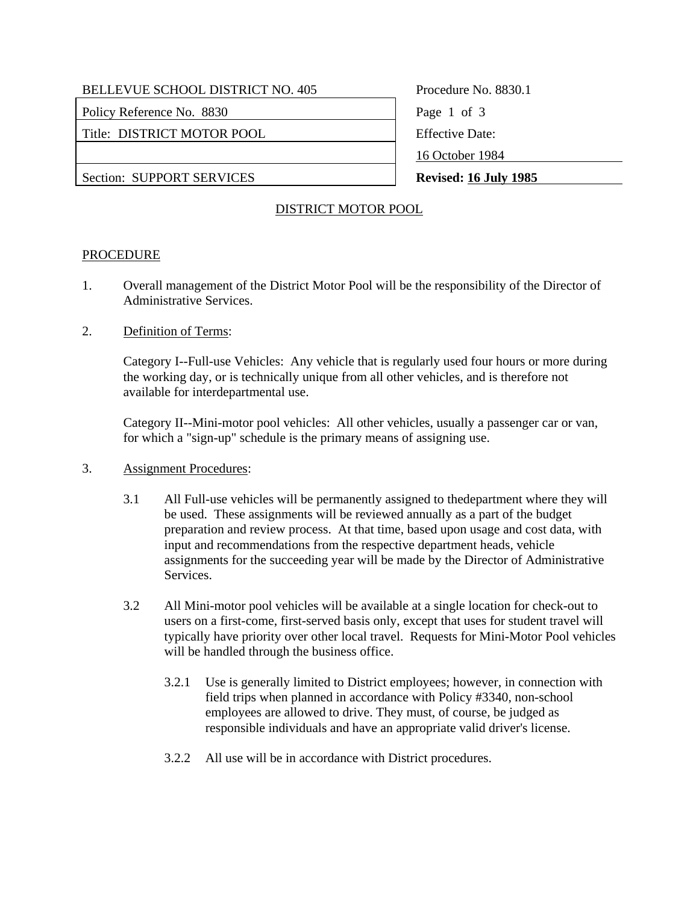| BELLEVUE SCHOOL DISTRICT NO. 405 | Procedure No. 8830.1 |
| --- | --- |
| Policy Reference No. 8830 | |
| Title: DISTRICT MOTOR POOL | Effective Date: |
| | 16 October 1984 |
| Section: SUPPORT SERVICES | **Revised: 16 July 1985** |

## DISTRICT MOTOR POOL

### PROCEDURE

1. Overall management of the District Motor Pool will be the responsibility of the Director of Administrative Services.

2. Definition of Terms:

   Category I--Full-use Vehicles: Any vehicle that is regularly used four hours or more during the working day, or is technically unique from all other vehicles, and is therefore not available for interdepartmental use.

   Category II--Mini-motor pool vehicles: All other vehicles, usually a passenger car or van, for which a "sign-up" schedule is the primary means of assigning use.

3. Assignment Procedures:

   3.1 All Full-use vehicles will be permanently assigned to thedepartment where they will be used. These assignments will be reviewed annually as a part of the budget preparation and review process. At that time, based upon usage and cost data, with input and recommendations from the respective department heads, vehicle assignments for the succeeding year will be made by the Director of Administrative Services.

   3.2 All Mini-motor pool vehicles will be available at a single location for check-out to users on a first-come, first-served basis only, except that uses for student travel will typically have priority over other local travel. Requests for Mini-Motor Pool vehicles will be handled through the business office.

      3.2.1 Use is generally limited to District employees; however, in connection with field trips when planned in accordance with Policy #3340, non-school employees are allowed to drive. They must, of course, be judged as responsible individuals and have an appropriate valid driver's license.

      3.2.2 All use will be in accordance with District procedures.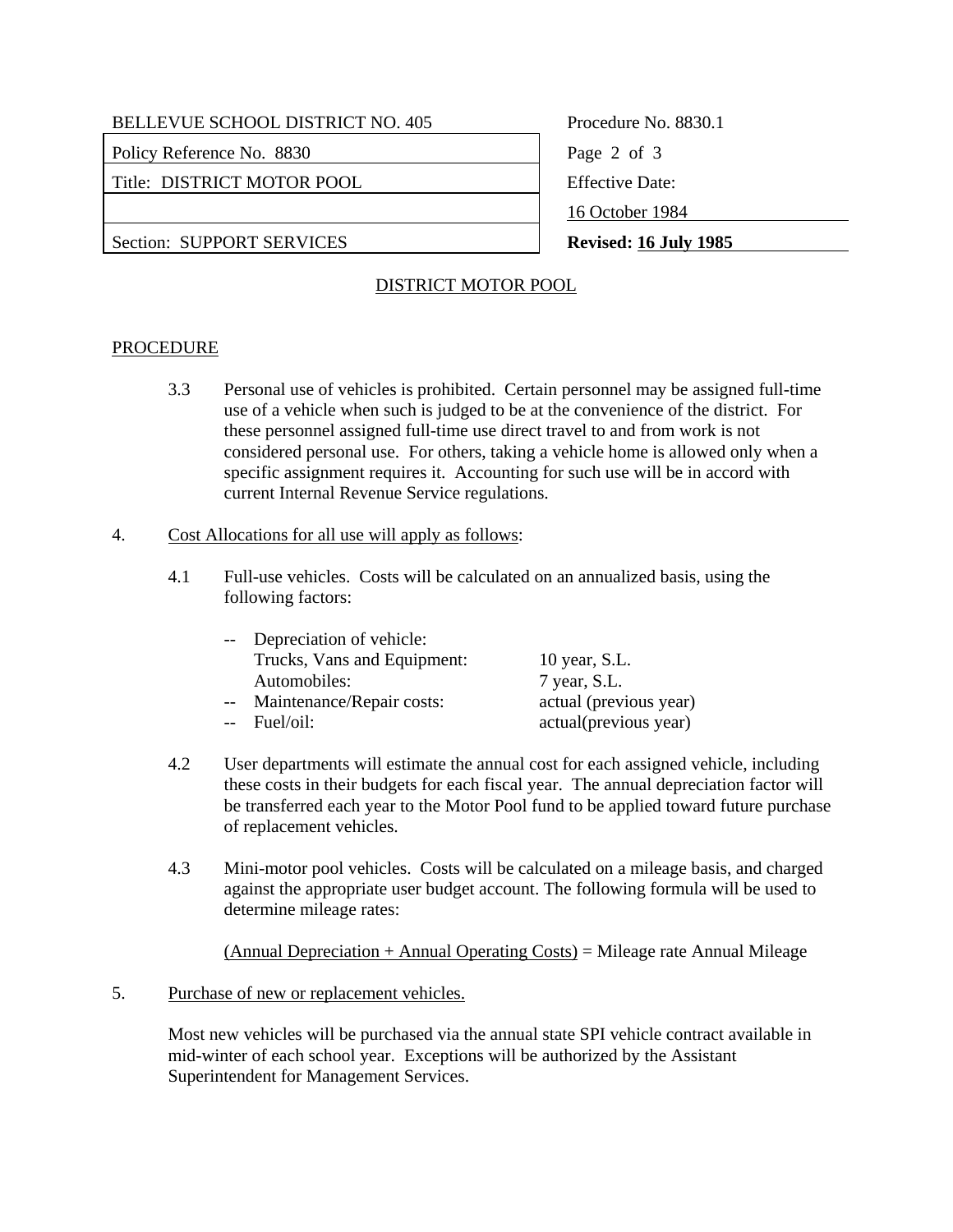# DISTRICT MOTOR POOL

## PROCEDURE

3.3 Personal use of vehicles is prohibited. Certain personnel may be assigned full-time use of a vehicle when such is judged to be at the convenience of the district. For these personnel assigned full-time use direct travel to and from work is not considered personal use. For others, taking a vehicle home is allowed only when a specific assignment requires it. Accounting for such use will be in accord with current Internal Revenue Service regulations.

4. Cost Allocations for all use will apply as follows:

4.1 Full-use vehicles. Costs will be calculated on an annualized basis, using the following factors:

- -- Depreciation of vehicle:
  - Trucks, Vans and Equipment: 10 year, S.L.
  - Automobiles: 7 year, S.L.
- -- Maintenance/Repair costs: actual (previous year)
- -- Fuel/oil: actual(previous year)

4.2 User departments will estimate the annual cost for each assigned vehicle, including these costs in their budgets for each fiscal year. The annual depreciation factor will be transferred each year to the Motor Pool fund to be applied toward future purchase of replacement vehicles.

4.3 Mini-motor pool vehicles. Costs will be calculated on a mileage basis, and charged against the appropriate user budget account. The following formula will be used to determine mileage rates:

(Annual Depreciation + Annual Operating Costs) = Mileage rate Annual Mileage

5. Purchase of new or replacement vehicles.

Most new vehicles will be purchased via the annual state SPI vehicle contract available in mid-winter of each school year. Exceptions will be authorized by the Assistant Superintendent for Management Services.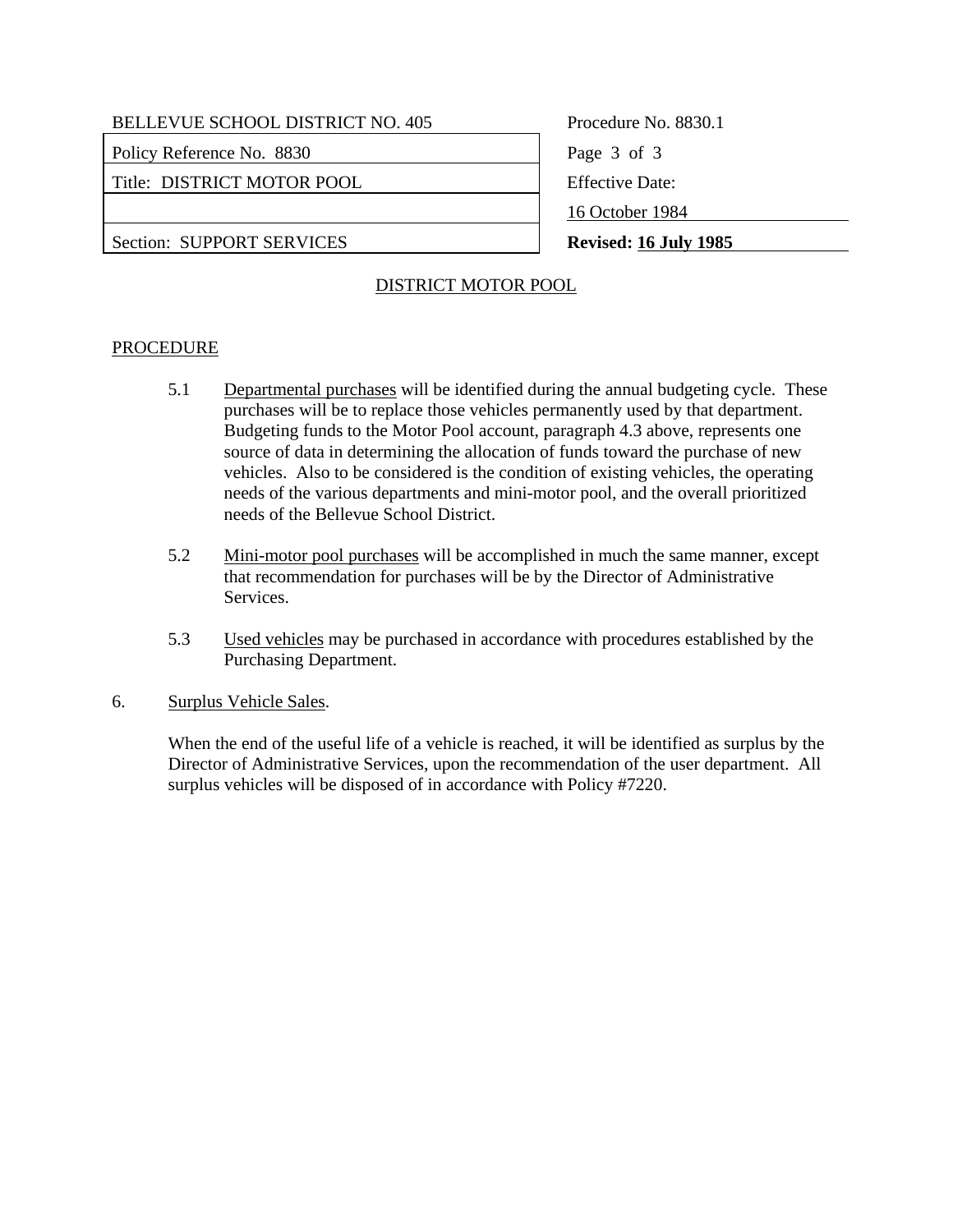# DISTRICT MOTOR POOL

## PROCEDURE

5.1 Departmental purchases will be identified during the annual budgeting cycle. These purchases will be to replace those vehicles permanently used by that department. Budgeting funds to the Motor Pool account, paragraph 4.3 above, represents one source of data in determining the allocation of funds toward the purchase of new vehicles. Also to be considered is the condition of existing vehicles, the operating needs of the various departments and mini-motor pool, and the overall prioritized needs of the Bellevue School District.

5.2 Mini-motor pool purchases will be accomplished in much the same manner, except that recommendation for purchases will be by the Director of Administrative Services.

5.3 Used vehicles may be purchased in accordance with procedures established by the Purchasing Department.

6. Surplus Vehicle Sales.

When the end of the useful life of a vehicle is reached, it will be identified as surplus by the Director of Administrative Services, upon the recommendation of the user department. All surplus vehicles will be disposed of in accordance with Policy #7220.